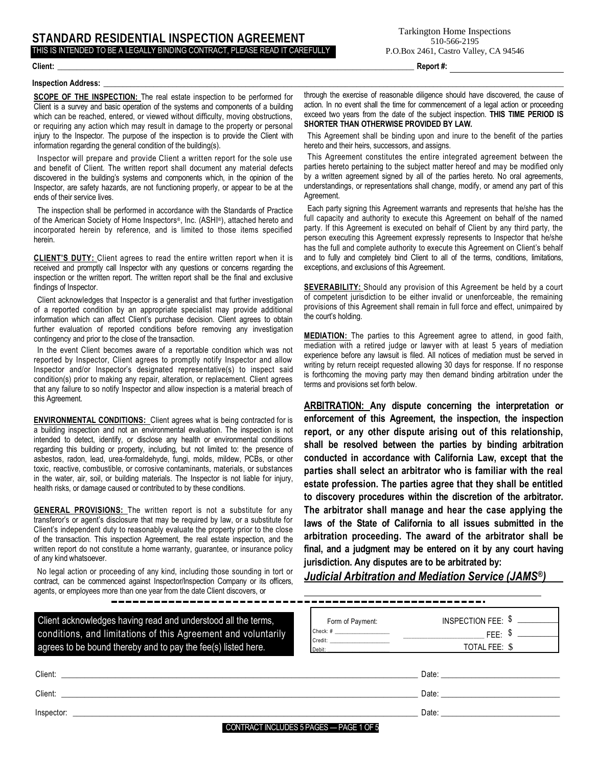# STANDARD RESIDENTIAL INSPECTION AGREEMENT

THIS IS INTENDED TO BE A LEGALLY BINDING CONTRACT, PLEASE READ IT CAREFULLY

Tarkington Home Inspections
510-566-2195
P.O.Box 2461, Castro Valley, CA 94546

**Client:** ______________________________ **Report #:** ______________

**Inspection Address:** ______________________________

**SCOPE OF THE INSPECTION:** The real estate inspection to be performed for Client is a survey and basic operation of the systems and components of a building which can be reached, entered, or viewed without difficulty, moving obstructions, or requiring any action which may result in damage to the property or personal injury to the Inspector. The purpose of the inspection is to provide the Client with information regarding the general condition of the building(s).

Inspector will prepare and provide Client a written report for the sole use and benefit of Client. The written report shall document any material defects discovered in the building's systems and components which, in the opinion of the Inspector, are safety hazards, are not functioning properly, or appear to be at the ends of their service lives.

The inspection shall be performed in accordance with the Standards of Practice of the American Society of Home Inspectors®, Inc. (ASHI®), attached hereto and incorporated herein by reference, and is limited to those items specified herein.

**CLIENT'S DUTY:** Client agrees to read the entire written report when it is received and promptly call Inspector with any questions or concerns regarding the inspection or the written report. The written report shall be the final and exclusive findings of Inspector.

Client acknowledges that Inspector is a generalist and that further investigation of a reported condition by an appropriate specialist may provide additional information which can affect Client's purchase decision. Client agrees to obtain further evaluation of reported conditions before removing any investigation contingency and prior to the close of the transaction.

In the event Client becomes aware of a reportable condition which was not reported by Inspector, Client agrees to promptly notify Inspector and allow Inspector and/or Inspector's designated representative(s) to inspect said condition(s) prior to making any repair, alteration, or replacement. Client agrees that any failure to so notify Inspector and allow inspection is a material breach of this Agreement.

**ENVIRONMENTAL CONDITIONS:** Client agrees what is being contracted for is a building inspection and not an environmental evaluation. The inspection is not intended to detect, identify, or disclose any health or environmental conditions regarding this building or property, including, but not limited to: the presence of asbestos, radon, lead, urea-formaldehyde, fungi, molds, mildew, PCBs, or other toxic, reactive, combustible, or corrosive contaminants, materials, or substances in the water, air, soil, or building materials. The Inspector is not liable for injury, health risks, or damage caused or contributed to by these conditions.

**GENERAL PROVISIONS:** The written report is not a substitute for any transferor's or agent's disclosure that may be required by law, or a substitute for Client's independent duty to reasonably evaluate the property prior to the close of the transaction. This inspection Agreement, the real estate inspection, and the written report do not constitute a home warranty, guarantee, or insurance policy of any kind whatsoever.

No legal action or proceeding of any kind, including those sounding in tort or contract, can be commenced against Inspector/Inspection Company or its officers, agents, or employees more than one year from the date Client discovers, or through the exercise of reasonable diligence should have discovered, the cause of action. In no event shall the time for commencement of a legal action or proceeding exceed two years from the date of the subject inspection. **THIS TIME PERIOD IS SHORTER THAN OTHERWISE PROVIDED BY LAW.**

This Agreement shall be binding upon and inure to the benefit of the parties hereto and their heirs, successors, and assigns.

This Agreement constitutes the entire integrated agreement between the parties hereto pertaining to the subject matter hereof and may be modified only by a written agreement signed by all of the parties hereto. No oral agreements, understandings, or representations shall change, modify, or amend any part of this Agreement.

Each party signing this Agreement warrants and represents that he/she has the full capacity and authority to execute this Agreement on behalf of the named party. If this Agreement is executed on behalf of Client by any third party, the person executing this Agreement expressly represents to Inspector that he/she has the full and complete authority to execute this Agreement on Client's behalf and to fully and completely bind Client to all of the terms, conditions, limitations, exceptions, and exclusions of this Agreement.

**SEVERABILITY:** Should any provision of this Agreement be held by a court of competent jurisdiction to be either invalid or unenforceable, the remaining provisions of this Agreement shall remain in full force and effect, unimpaired by the court's holding.

**MEDIATION:** The parties to this Agreement agree to attend, in good faith, mediation with a retired judge or lawyer with at least 5 years of mediation experience before any lawsuit is filed. All notices of mediation must be served in writing by return receipt requested allowing 30 days for response. If no response is forthcoming the moving party may then demand binding arbitration under the terms and provisions set forth below.

**ARBITRATION: Any dispute concerning the interpretation or enforcement of this Agreement, the inspection, the inspection report, or any other dispute arising out of this relationship, shall be resolved between the parties by binding arbitration conducted in accordance with California Law, except that the parties shall select an arbitrator who is familiar with the real estate profession. The parties agree that they shall be entitled to discovery procedures within the discretion of the arbitrator. The arbitrator shall manage and hear the case applying the laws of the State of California to all issues submitted in the arbitration proceeding. The award of the arbitrator shall be final, and a judgment may be entered on it by any court having jurisdiction. Any disputes are to be arbitrated by:**

***Judicial Arbitration and Mediation Service (JAMS®)***

Client acknowledges having read and understood all the terms, conditions, and limitations of this Agreement and voluntarily agrees to be bound thereby and to pay the fee(s) listed here.

| Form of Payment: | |
|---|---|
| Check: # __________ | INSPECTION FEE: $ ________ |
| Credit: __________ | ____________ FEE: $ ________ |
| Debit: __________ | TOTAL FEE: $ |

Client: ______________________________ Date: ______________

Client: ______________________________ Date: ______________

Inspector: ______________________________ Date: ______________

CONTRACT INCLUDES 5 PAGES — PAGE 1 OF 5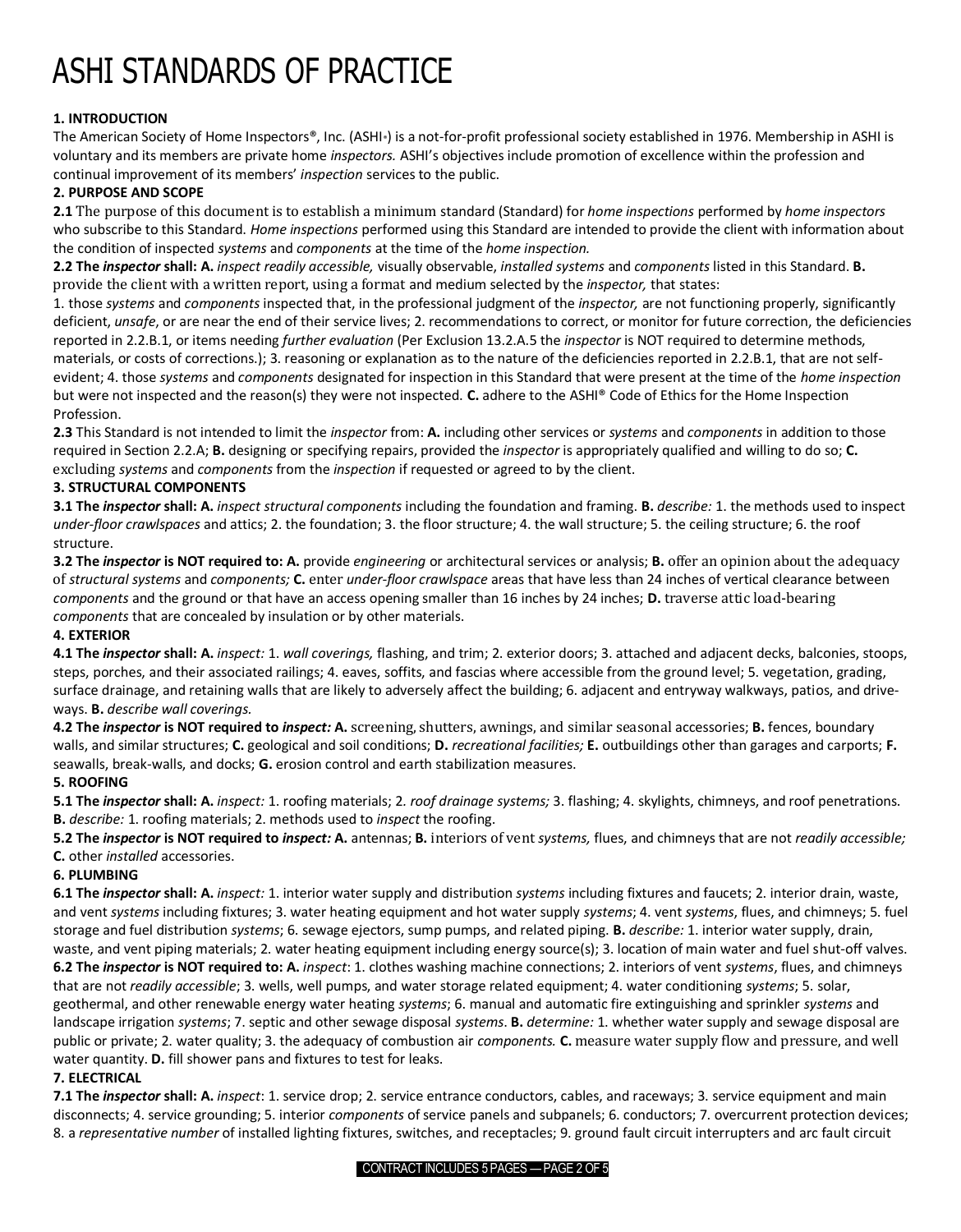# ASHI STANDARDS OF PRACTICE

**1. INTRODUCTION**

The American Society of Home Inspectors®, Inc. (ASHI®) is a not-for-profit professional society established in 1976. Membership in ASHI is voluntary and its members are private home *inspectors.* ASHI's objectives include promotion of excellence within the profession and continual improvement of its members' *inspection* services to the public.

**2. PURPOSE AND SCOPE**

**2.1** The purpose of this document is to establish a minimum standard (Standard) for *home inspections* performed by *home inspectors* who subscribe to this Standard. *Home inspections* performed using this Standard are intended to provide the client with information about the condition of inspected *systems* and *components* at the time of the *home inspection.*

**2.2 The *inspector* shall: A.** *inspect readily accessible,* visually observable, *installed systems* and *components* listed in this Standard. **B.** provide the client with a written report, using a format and medium selected by the *inspector,* that states:

1. those *systems* and *components* inspected that, in the professional judgment of the *inspector,* are not functioning properly, significantly deficient, *unsafe*, or are near the end of their service lives; 2. recommendations to correct, or monitor for future correction, the deficiencies reported in 2.2.B.1, or items needing *further evaluation* (Per Exclusion 13.2.A.5 the *inspector* is NOT required to determine methods, materials, or costs of corrections.); 3. reasoning or explanation as to the nature of the deficiencies reported in 2.2.B.1, that are not self-evident; 4. those *systems* and *components* designated for inspection in this Standard that were present at the time of the *home inspection* but were not inspected and the reason(s) they were not inspected. **C.** adhere to the ASHI® Code of Ethics for the Home Inspection Profession.

**2.3** This Standard is not intended to limit the *inspector* from: **A.** including other services or *systems* and *components* in addition to those required in Section 2.2.A; **B.** designing or specifying repairs, provided the *inspector* is appropriately qualified and willing to do so; **C.** excluding *systems* and *components* from the *inspection* if requested or agreed to by the client.

**3. STRUCTURAL COMPONENTS**

**3.1 The *inspector* shall: A.** *inspect structural components* including the foundation and framing. **B.** *describe:* 1. the methods used to inspect *under-floor crawlspaces* and attics; 2. the foundation; 3. the floor structure; 4. the wall structure; 5. the ceiling structure; 6. the roof structure.

**3.2 The *inspector* is NOT required to: A.** provide *engineering* or architectural services or analysis; **B.** offer an opinion about the adequacy of *structural systems* and *components;* **C.** enter *under-floor crawlspace* areas that have less than 24 inches of vertical clearance between *components* and the ground or that have an access opening smaller than 16 inches by 24 inches; **D.** traverse attic load-bearing *components* that are concealed by insulation or by other materials.

**4. EXTERIOR**

**4.1 The *inspector* shall: A.** *inspect:* 1. *wall coverings,* flashing, and trim; 2. exterior doors; 3. attached and adjacent decks, balconies, stoops, steps, porches, and their associated railings; 4. eaves, soffits, and fascias where accessible from the ground level; 5. vegetation, grading, surface drainage, and retaining walls that are likely to adversely affect the building; 6. adjacent and entryway walkways, patios, and drive-ways. **B.** *describe wall coverings.*

**4.2 The *inspector* is NOT required to *inspect:* A.** screening, shutters, awnings, and similar seasonal accessories; **B.** fences, boundary walls, and similar structures; **C.** geological and soil conditions; **D.** *recreational facilities;* **E.** outbuildings other than garages and carports; **F.** seawalls, break-walls, and docks; **G.** erosion control and earth stabilization measures.

**5. ROOFING**

**5.1 The *inspector* shall: A.** *inspect:* 1. roofing materials; 2. *roof drainage systems;* 3. flashing; 4. skylights, chimneys, and roof penetrations. **B.** *describe:* 1. roofing materials; 2. methods used to *inspect* the roofing.

**5.2 The *inspector* is NOT required to *inspect:* A.** antennas; **B.** interiors of vent *systems,* flues, and chimneys that are not *readily accessible;* **C.** other *installed* accessories.

**6. PLUMBING**

**6.1 The *inspector* shall: A.** *inspect:* 1. interior water supply and distribution *systems* including fixtures and faucets; 2. interior drain, waste, and vent *systems* including fixtures; 3. water heating equipment and hot water supply *systems*; 4. vent *systems*, flues, and chimneys; 5. fuel storage and fuel distribution *systems*; 6. sewage ejectors, sump pumps, and related piping. **B.** *describe:* 1. interior water supply, drain, waste, and vent piping materials; 2. water heating equipment including energy source(s); 3. location of main water and fuel shut-off valves.

**6.2 The *inspector* is NOT required to: A.** *inspect*: 1. clothes washing machine connections; 2. interiors of vent *systems*, flues, and chimneys that are not *readily accessible*; 3. wells, well pumps, and water storage related equipment; 4. water conditioning *systems*; 5. solar, geothermal, and other renewable energy water heating *systems*; 6. manual and automatic fire extinguishing and sprinkler *systems* and landscape irrigation *systems*; 7. septic and other sewage disposal *systems*. **B.** *determine:* 1. whether water supply and sewage disposal are public or private; 2. water quality; 3. the adequacy of combustion air *components.* **C.** measure water supply flow and pressure, and well water quantity. **D.** fill shower pans and fixtures to test for leaks.

**7. ELECTRICAL**

**7.1 The *inspector* shall: A.** *inspect*: 1. service drop; 2. service entrance conductors, cables, and raceways; 3. service equipment and main disconnects; 4. service grounding; 5. interior *components* of service panels and subpanels; 6. conductors; 7. overcurrent protection devices; 8. a *representative number* of installed lighting fixtures, switches, and receptacles; 9. ground fault circuit interrupters and arc fault circuit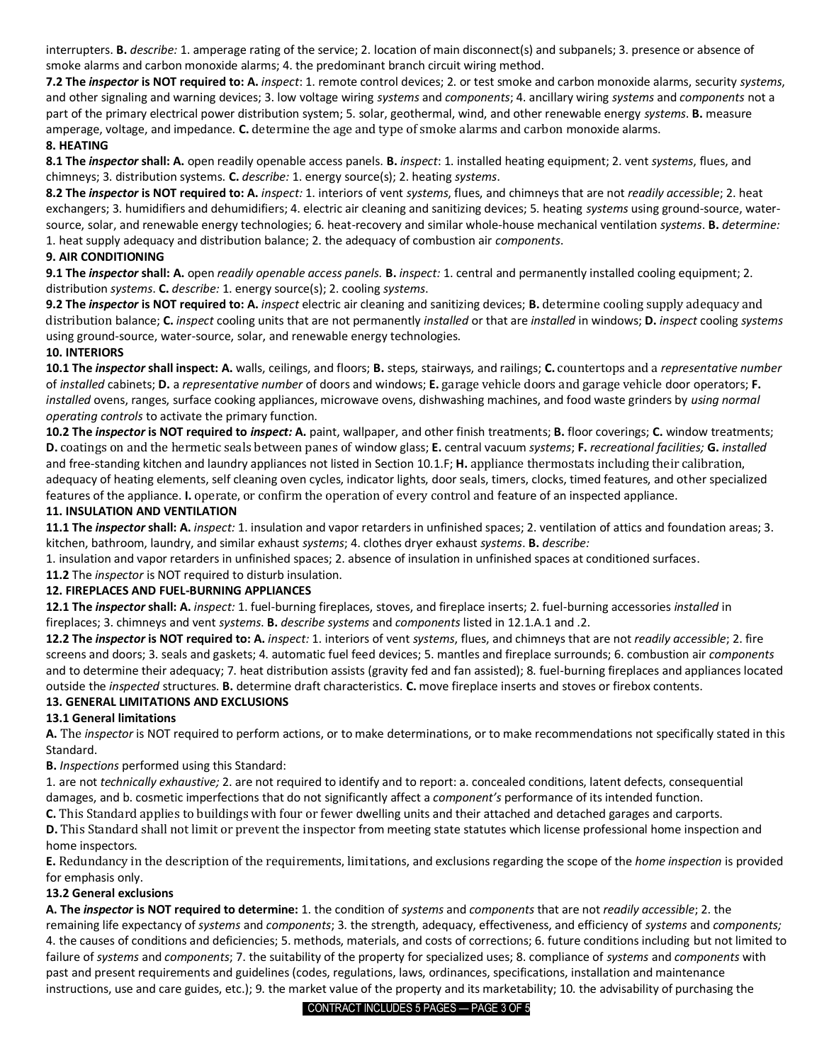interrupters. **B.** *describe:* 1. amperage rating of the service; 2. location of main disconnect(s) and subpanels; 3. presence or absence of smoke alarms and carbon monoxide alarms; 4. the predominant branch circuit wiring method.

**7.2 The *inspector* is NOT required to: A.** *inspect*: 1. remote control devices; 2. or test smoke and carbon monoxide alarms, security *systems*, and other signaling and warning devices; 3. low voltage wiring *systems* and *components*; 4. ancillary wiring *systems* and *components* not a part of the primary electrical power distribution system; 5. solar, geothermal, wind, and other renewable energy *systems*. **B.** measure amperage, voltage, and impedance. **C.** determine the age and type of smoke alarms and carbon monoxide alarms.

**8. HEATING**

**8.1 The *inspector* shall: A.** open readily openable access panels. **B.** *inspect*: 1. installed heating equipment; 2. vent *systems*, flues, and chimneys; 3. distribution systems. **C.** *describe:* 1. energy source(s); 2. heating *systems*.

**8.2 The *inspector* is NOT required to: A.** *inspect:* 1. interiors of vent *systems*, flues, and chimneys that are not *readily accessible*; 2. heat exchangers; 3. humidifiers and dehumidifiers; 4. electric air cleaning and sanitizing devices; 5. heating *systems* using ground-source, water-source, solar, and renewable energy technologies; 6. heat-recovery and similar whole-house mechanical ventilation *systems*. **B.** *determine:* 1. heat supply adequacy and distribution balance; 2. the adequacy of combustion air *components*.

**9. AIR CONDITIONING**

**9.1 The *inspector* shall: A.** open *readily openable access panels.* **B.** *inspect:* 1. central and permanently installed cooling equipment; 2. distribution *systems*. **C.** *describe:* 1. energy source(s); 2. cooling *systems*.

**9.2 The *inspector* is NOT required to: A.** *inspect* electric air cleaning and sanitizing devices; **B.** determine cooling supply adequacy and distribution balance; **C.** *inspect* cooling units that are not permanently *installed* or that are *installed* in windows; **D.** *inspect* cooling *systems* using ground-source, water-source, solar, and renewable energy technologies.

**10. INTERIORS**

**10.1 The *inspector* shall inspect: A.** walls, ceilings, and floors; **B.** steps, stairways, and railings; **C.** countertops and a *representative number* of *installed* cabinets; **D.** a *representative number* of doors and windows; **E.** garage vehicle doors and garage vehicle door operators; **F.** *installed* ovens, ranges, surface cooking appliances, microwave ovens, dishwashing machines, and food waste grinders by *using normal operating controls* to activate the primary function.

**10.2 The *inspector* is NOT required to *inspect:* A.** paint, wallpaper, and other finish treatments; **B.** floor coverings; **C.** window treatments; **D.** coatings on and the hermetic seals between panes of window glass; **E.** central vacuum *systems*; **F.** *recreational facilities;* **G.** *installed* and free-standing kitchen and laundry appliances not listed in Section 10.1.F; **H.** appliance thermostats including their calibration, adequacy of heating elements, self cleaning oven cycles, indicator lights, door seals, timers, clocks, timed features, and other specialized features of the appliance. **I.** operate, or confirm the operation of every control and feature of an inspected appliance.

**11. INSULATION AND VENTILATION**

**11.1 The *inspector* shall: A.** *inspect:* 1. insulation and vapor retarders in unfinished spaces; 2. ventilation of attics and foundation areas; 3. kitchen, bathroom, laundry, and similar exhaust *systems*; 4. clothes dryer exhaust *systems*. **B.** *describe:*
1. insulation and vapor retarders in unfinished spaces; 2. absence of insulation in unfinished spaces at conditioned surfaces.

**11.2** The *inspector* is NOT required to disturb insulation.

**12. FIREPLACES AND FUEL-BURNING APPLIANCES**

**12.1 The *inspector* shall: A.** *inspect:* 1. fuel-burning fireplaces, stoves, and fireplace inserts; 2. fuel-burning accessories *installed* in fireplaces; 3. chimneys and vent *systems*. **B.** *describe systems* and *components* listed in 12.1.A.1 and .2.

**12.2 The *inspector* is NOT required to: A.** *inspect:* 1. interiors of vent *systems*, flues, and chimneys that are not *readily accessible*; 2. fire screens and doors; 3. seals and gaskets; 4. automatic fuel feed devices; 5. mantles and fireplace surrounds; 6. combustion air *components* and to determine their adequacy; 7. heat distribution assists (gravity fed and fan assisted); 8. fuel-burning fireplaces and appliances located outside the *inspected* structures. **B.** determine draft characteristics. **C.** move fireplace inserts and stoves or firebox contents.

**13. GENERAL LIMITATIONS AND EXCLUSIONS**

**13.1 General limitations**

**A.** The *inspector* is NOT required to perform actions, or to make determinations, or to make recommendations not specifically stated in this Standard.

**B.** *Inspections* performed using this Standard:
1. are not *technically exhaustive;* 2. are not required to identify and to report: a. concealed conditions, latent defects, consequential damages, and b. cosmetic imperfections that do not significantly affect a *component's* performance of its intended function.

**C.** This Standard applies to buildings with four or fewer dwelling units and their attached and detached garages and carports.

**D.** This Standard shall not limit or prevent the inspector from meeting state statutes which license professional home inspection and home inspectors.

**E.** Redundancy in the description of the requirements, limitations, and exclusions regarding the scope of the *home inspection* is provided for emphasis only.

**13.2 General exclusions**

**A. The *inspector* is NOT required to determine:** 1. the condition of *systems* and *components* that are not *readily accessible*; 2. the remaining life expectancy of *systems* and *components*; 3. the strength, adequacy, effectiveness, and efficiency of *systems* and *components;* 4. the causes of conditions and deficiencies; 5. methods, materials, and costs of corrections; 6. future conditions including but not limited to failure of *systems* and *components*; 7. the suitability of the property for specialized uses; 8. compliance of *systems* and *components* with past and present requirements and guidelines (codes, regulations, laws, ordinances, specifications, installation and maintenance instructions, use and care guides, etc.); 9. the market value of the property and its marketability; 10. the advisability of purchasing the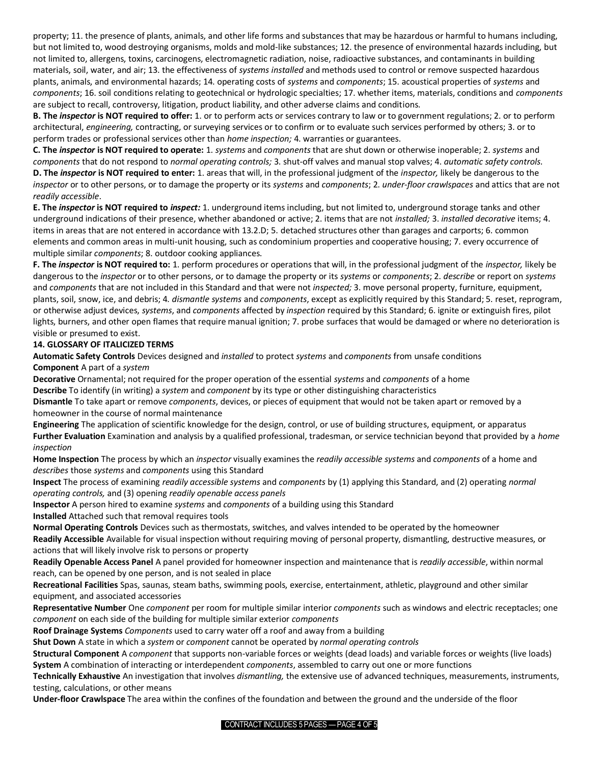property; 11. the presence of plants, animals, and other life forms and substances that may be hazardous or harmful to humans including, but not limited to, wood destroying organisms, molds and mold-like substances; 12. the presence of environmental hazards including, but not limited to, allergens, toxins, carcinogens, electromagnetic radiation, noise, radioactive substances, and contaminants in building materials, soil, water, and air; 13. the effectiveness of *systems installed* and methods used to control or remove suspected hazardous plants, animals, and environmental hazards; 14. operating costs of *systems* and *components*; 15. acoustical properties of *systems* and *components*; 16. soil conditions relating to geotechnical or hydrologic specialties; 17. whether items, materials, conditions and *components* are subject to recall, controversy, litigation, product liability, and other adverse claims and conditions.

**B. The *inspector* is NOT required to offer:** 1. or to perform acts or services contrary to law or to government regulations; 2. or to perform architectural, *engineering,* contracting, or surveying services or to confirm or to evaluate such services performed by others; 3. or to perform trades or professional services other than *home inspection;* 4. warranties or guarantees.

**C. The *inspector* is NOT required to operate:** 1. *systems* and *components* that are shut down or otherwise inoperable; 2. *systems* and *components* that do not respond to *normal operating controls;* 3. shut-off valves and manual stop valves; 4. *automatic safety controls.*

**D. The *inspector* is NOT required to enter:** 1. areas that will, in the professional judgment of the *inspector,* likely be dangerous to the *inspector* or to other persons, or to damage the property or its *systems* and *components*; 2. *under-floor crawlspaces* and attics that are not *readily accessible*.

**E. The *inspector* is NOT required to *inspect:*** 1. underground items including, but not limited to, underground storage tanks and other underground indications of their presence, whether abandoned or active; 2. items that are not *installed;* 3. *installed decorative* items; 4. items in areas that are not entered in accordance with 13.2.D; 5. detached structures other than garages and carports; 6. common elements and common areas in multi-unit housing, such as condominium properties and cooperative housing; 7. every occurrence of multiple similar *components*; 8. outdoor cooking appliances.

**F. The *inspector* is NOT required to:** 1. perform procedures or operations that will, in the professional judgment of the *inspector,* likely be dangerous to the *inspector* or to other persons, or to damage the property or its *systems* or *components*; 2. *describe* or report on *systems* and *components* that are not included in this Standard and that were not *inspected;* 3. move personal property, furniture, equipment, plants, soil, snow, ice, and debris; 4. *dismantle systems* and *components*, except as explicitly required by this Standard; 5. reset, reprogram, or otherwise adjust devices, *systems*, and *components* affected by *inspection* required by this Standard; 6. ignite or extinguish fires, pilot lights, burners, and other open flames that require manual ignition; 7. probe surfaces that would be damaged or where no deterioration is visible or presumed to exist.

## 14. GLOSSARY OF ITALICIZED TERMS

**Automatic Safety Controls** Devices designed and *installed* to protect *systems* and *components* from unsafe conditions

**Component** A part of a *system*

**Decorative** Ornamental; not required for the proper operation of the essential *systems* and *components* of a home

**Describe** To identify (in writing) a *system* and *component* by its type or other distinguishing characteristics

**Dismantle** To take apart or remove *components*, devices, or pieces of equipment that would not be taken apart or removed by a homeowner in the course of normal maintenance

**Engineering** The application of scientific knowledge for the design, control, or use of building structures, equipment, or apparatus

**Further Evaluation** Examination and analysis by a qualified professional, tradesman, or service technician beyond that provided by a *home inspection*

**Home Inspection** The process by which an *inspector* visually examines the *readily accessible systems* and *components* of a home and *describes* those *systems* and *components* using this Standard

**Inspect** The process of examining *readily accessible systems* and *components* by (1) applying this Standard, and (2) operating *normal operating controls,* and (3) opening *readily openable access panels*

**Inspector** A person hired to examine *systems* and *components* of a building using this Standard

**Installed** Attached such that removal requires tools

**Normal Operating Controls** Devices such as thermostats, switches, and valves intended to be operated by the homeowner

**Readily Accessible** Available for visual inspection without requiring moving of personal property, dismantling, destructive measures, or actions that will likely involve risk to persons or property

**Readily Openable Access Panel** A panel provided for homeowner inspection and maintenance that is *readily accessible*, within normal reach, can be opened by one person, and is not sealed in place

**Recreational Facilities** Spas, saunas, steam baths, swimming pools, exercise, entertainment, athletic, playground and other similar equipment, and associated accessories

**Representative Number** One *component* per room for multiple similar interior *components* such as windows and electric receptacles; one *component* on each side of the building for multiple similar exterior *components*

**Roof Drainage Systems** *Components* used to carry water off a roof and away from a building

**Shut Down** A state in which a *system* or *component* cannot be operated by *normal operating controls*

**Structural Component** A *component* that supports non-variable forces or weights (dead loads) and variable forces or weights (live loads)

**System** A combination of interacting or interdependent *components*, assembled to carry out one or more functions

**Technically Exhaustive** An investigation that involves *dismantling,* the extensive use of advanced techniques, measurements, instruments, testing, calculations, or other means

**Under-floor Crawlspace** The area within the confines of the foundation and between the ground and the underside of the floor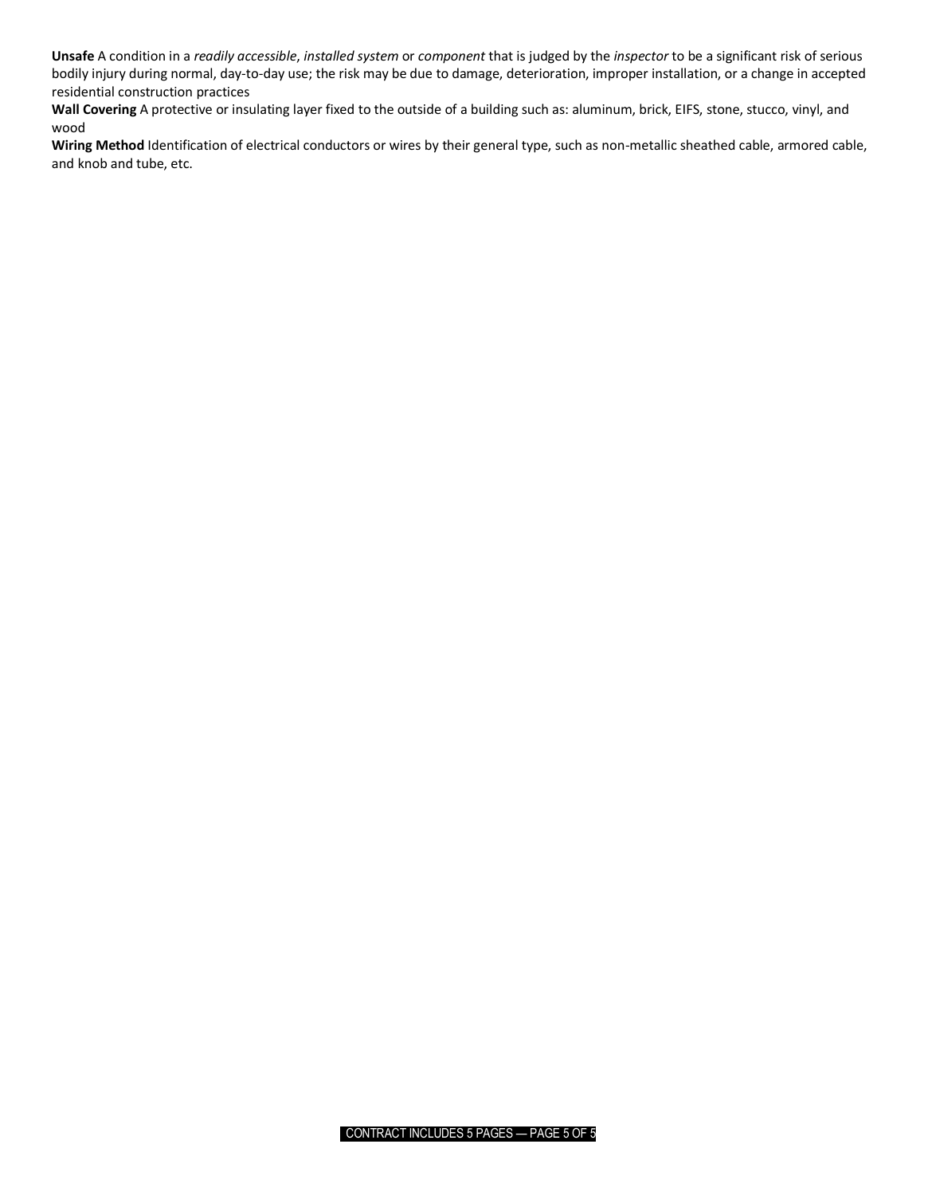**Unsafe** A condition in a *readily accessible*, *installed system* or *component* that is judged by the *inspector* to be a significant risk of serious bodily injury during normal, day-to-day use; the risk may be due to damage, deterioration, improper installation, or a change in accepted residential construction practices

**Wall Covering** A protective or insulating layer fixed to the outside of a building such as: aluminum, brick, EIFS, stone, stucco, vinyl, and wood

**Wiring Method** Identification of electrical conductors or wires by their general type, such as non-metallic sheathed cable, armored cable, and knob and tube, etc.